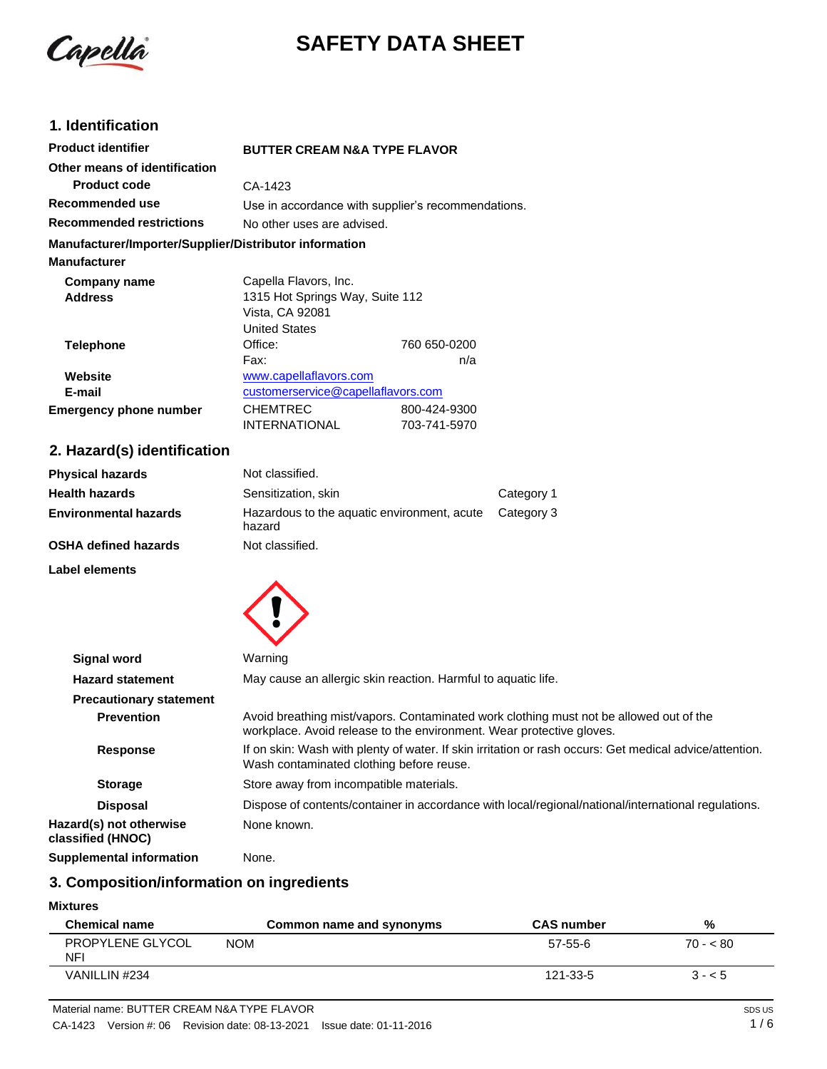# SAFETY DATA SHEET

## 1. Identification

| | |
|---|---|
| **Product identifier** | **BUTTER CREAM N&A TYPE FLAVOR** |
| **Other means of identification** | |
| **Product code** | CA-1423 |
| **Recommended use** | Use in accordance with supplier's recommendations. |
| **Recommended restrictions** | No other uses are advised. |

**Manufacturer/Importer/Supplier/Distributor information**

**Manufacturer**

| | | |
|---|---|---|
| **Company name** | Capella Flavors, Inc. | |
| **Address** | 1315 Hot Springs Way, Suite 112<br>Vista, CA 92081<br>United States | |
| **Telephone** | Office: | 760 650-0200 |
| | Fax: | n/a |
| **Website** | www.capellaflavors.com | |
| **E-mail** | customerservice@capellaflavors.com | |
| **Emergency phone number** | CHEMTREC | 800-424-9300 |
| | INTERNATIONAL | 703-741-5970 |

## 2. Hazard(s) identification

| | | |
|---|---|---|
| **Physical hazards** | Not classified. | |
| **Health hazards** | Sensitization, skin | Category 1 |
| **Environmental hazards** | Hazardous to the aquatic environment, acute hazard | Category 3 |
| **OSHA defined hazards** | Not classified. | |

**Label elements**

| | |
|---|---|
| **Signal word** | Warning |
| **Hazard statement** | May cause an allergic skin reaction. Harmful to aquatic life. |
| **Precautionary statement** | |
| **Prevention** | Avoid breathing mist/vapors. Contaminated work clothing must not be allowed out of the workplace. Avoid release to the environment. Wear protective gloves. |
| **Response** | If on skin: Wash with plenty of water. If skin irritation or rash occurs: Get medical advice/attention. Wash contaminated clothing before reuse. |
| **Storage** | Store away from incompatible materials. |
| **Disposal** | Dispose of contents/container in accordance with local/regional/national/international regulations. |
| **Hazard(s) not otherwise classified (HNOC)** | None known. |
| **Supplemental information** | None. |

## 3. Composition/information on ingredients

**Mixtures**

| Chemical name | Common name and synonyms | CAS number | % |
|---|---|---|---|
| PROPYLENE GLYCOL NFI | NOM | 57-55-6 | 70 - < 80 |
| VANILLIN #234 | | 121-33-5 | 3 - < 5 |

Material name: BUTTER CREAM N&A TYPE FLAVOR

CA-1423 Version #: 06 Revision date: 08-13-2021 Issue date: 01-11-2016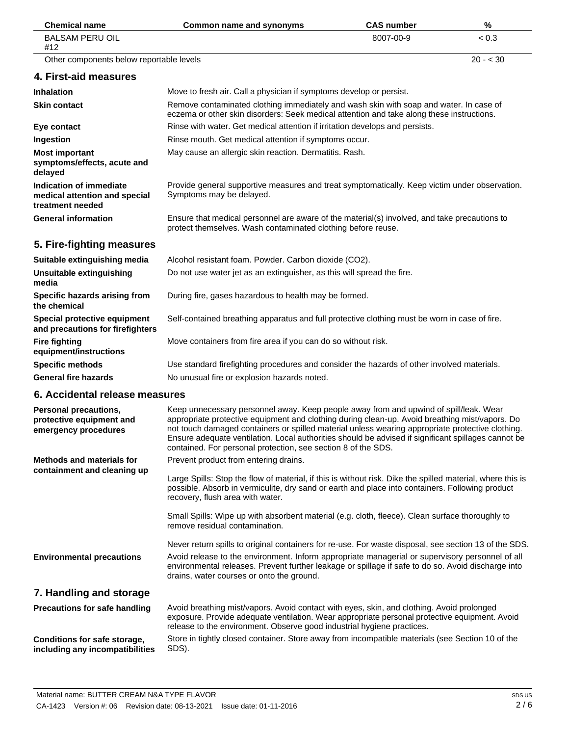| Chemical name | Common name and synonyms | CAS number | % |
|---|---|---|---|
| BALSAM PERU OIL #12 | | 8007-00-9 | < 0.3 |
| Other components below reportable levels | | | 20 - < 30 |

## 4. First-aid measures

| | |
|---|---|
| **Inhalation** | Move to fresh air. Call a physician if symptoms develop or persist. |
| **Skin contact** | Remove contaminated clothing immediately and wash skin with soap and water. In case of eczema or other skin disorders: Seek medical attention and take along these instructions. |
| **Eye contact** | Rinse with water. Get medical attention if irritation develops and persists. |
| **Ingestion** | Rinse mouth. Get medical attention if symptoms occur. |
| **Most important symptoms/effects, acute and delayed** | May cause an allergic skin reaction. Dermatitis. Rash. |
| **Indication of immediate medical attention and special treatment needed** | Provide general supportive measures and treat symptomatically. Keep victim under observation. Symptoms may be delayed. |
| **General information** | Ensure that medical personnel are aware of the material(s) involved, and take precautions to protect themselves. Wash contaminated clothing before reuse. |

## 5. Fire-fighting measures

| | |
|---|---|
| **Suitable extinguishing media** | Alcohol resistant foam. Powder. Carbon dioxide ($CO_2$). |
| **Unsuitable extinguishing media** | Do not use water jet as an extinguisher, as this will spread the fire. |
| **Specific hazards arising from the chemical** | During fire, gases hazardous to health may be formed. |
| **Special protective equipment and precautions for firefighters** | Self-contained breathing apparatus and full protective clothing must be worn in case of fire. |
| **Fire fighting equipment/instructions** | Move containers from fire area if you can do so without risk. |
| **Specific methods** | Use standard firefighting procedures and consider the hazards of other involved materials. |
| **General fire hazards** | No unusual fire or explosion hazards noted. |

## 6. Accidental release measures

**Personal precautions, protective equipment and emergency procedures**

Keep unnecessary personnel away. Keep people away from and upwind of spill/leak. Wear appropriate protective equipment and clothing during clean-up. Avoid breathing mist/vapors. Do not touch damaged containers or spilled material unless wearing appropriate protective clothing. Ensure adequate ventilation. Local authorities should be advised if significant spillages cannot be contained. For personal protection, see section 8 of the SDS.

**Methods and materials for containment and cleaning up**

Prevent product from entering drains.

Large Spills: Stop the flow of material, if this is without risk. Dike the spilled material, where this is possible. Absorb in vermiculite, dry sand or earth and place into containers. Following product recovery, flush area with water.

Small Spills: Wipe up with absorbent material (e.g. cloth, fleece). Clean surface thoroughly to remove residual contamination.

Never return spills to original containers for re-use. For waste disposal, see section 13 of the SDS.

**Environmental precautions**

Avoid release to the environment. Inform appropriate managerial or supervisory personnel of all environmental releases. Prevent further leakage or spillage if safe to do so. Avoid discharge into drains, water courses or onto the ground.

## 7. Handling and storage

**Precautions for safe handling**

Avoid breathing mist/vapors. Avoid contact with eyes, skin, and clothing. Avoid prolonged exposure. Provide adequate ventilation. Wear appropriate personal protective equipment. Avoid release to the environment. Observe good industrial hygiene practices.

**Conditions for safe storage, including any incompatibilities**

Store in tightly closed container. Store away from incompatible materials (see Section 10 of the SDS).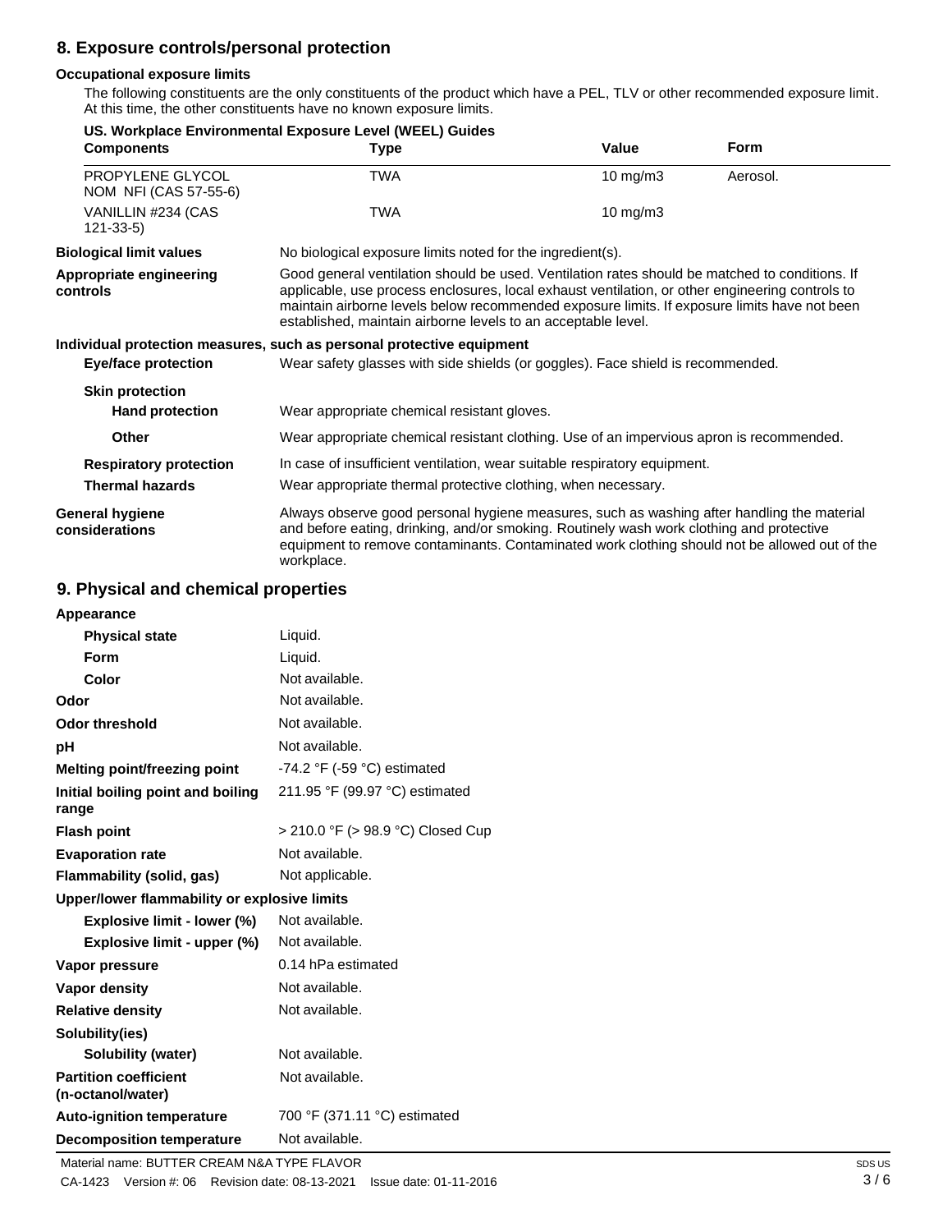## 8. Exposure controls/personal protection

### Occupational exposure limits

The following constituents are the only constituents of the product which have a PEL, TLV or other recommended exposure limit. At this time, the other constituents have no known exposure limits.

**US. Workplace Environmental Exposure Level (WEEL) Guides**

| Components | Type | Value | Form |
|---|---|---|---|
| PROPYLENE GLYCOL NOM NFI (CAS 57-55-6) | TWA | 10 mg/m3 | Aerosol. |
| VANILLIN #234 (CAS 121-33-5) | TWA | 10 mg/m3 | |

**Biological limit values**: No biological exposure limits noted for the ingredient(s).

**Appropriate engineering controls**: Good general ventilation should be used. Ventilation rates should be matched to conditions. If applicable, use process enclosures, local exhaust ventilation, or other engineering controls to maintain airborne levels below recommended exposure limits. If exposure limits have not been established, maintain airborne levels to an acceptable level.

**Individual protection measures, such as personal protective equipment**

**Eye/face protection**: Wear safety glasses with side shields (or goggles). Face shield is recommended.

**Skin protection**

**Hand protection**: Wear appropriate chemical resistant gloves.

**Other**: Wear appropriate chemical resistant clothing. Use of an impervious apron is recommended.

**Respiratory protection**: In case of insufficient ventilation, wear suitable respiratory equipment.

**Thermal hazards**: Wear appropriate thermal protective clothing, when necessary.

**General hygiene considerations**: Always observe good personal hygiene measures, such as washing after handling the material and before eating, drinking, and/or smoking. Routinely wash work clothing and protective equipment to remove contaminants. Contaminated work clothing should not be allowed out of the workplace.

## 9. Physical and chemical properties

| Property | Value |
|---|---|
| **Appearance** | |
| Physical state | Liquid. |
| Form | Liquid. |
| Color | Not available. |
| **Odor** | Not available. |
| **Odor threshold** | Not available. |
| **pH** | Not available. |
| **Melting point/freezing point** | -74.2 °F (-59 °C) estimated |
| **Initial boiling point and boiling range** | 211.95 °F (99.97 °C) estimated |
| **Flash point** | > 210.0 °F (> 98.9 °C) Closed Cup |
| **Evaporation rate** | Not available. |
| **Flammability (solid, gas)** | Not applicable. |
| **Upper/lower flammability or explosive limits** | |
| Explosive limit - lower (%) | Not available. |
| Explosive limit - upper (%) | Not available. |
| **Vapor pressure** | 0.14 hPa estimated |
| **Vapor density** | Not available. |
| **Relative density** | Not available. |
| **Solubility(ies)** | |
| Solubility (water) | Not available. |
| **Partition coefficient (n-octanol/water)** | Not available. |
| **Auto-ignition temperature** | 700 °F (371.11 °C) estimated |
| **Decomposition temperature** | Not available. |

Material name: BUTTER CREAM N&A TYPE FLAVOR

CA-1423 Version #: 06 Revision date: 08-13-2021 Issue date: 01-11-2016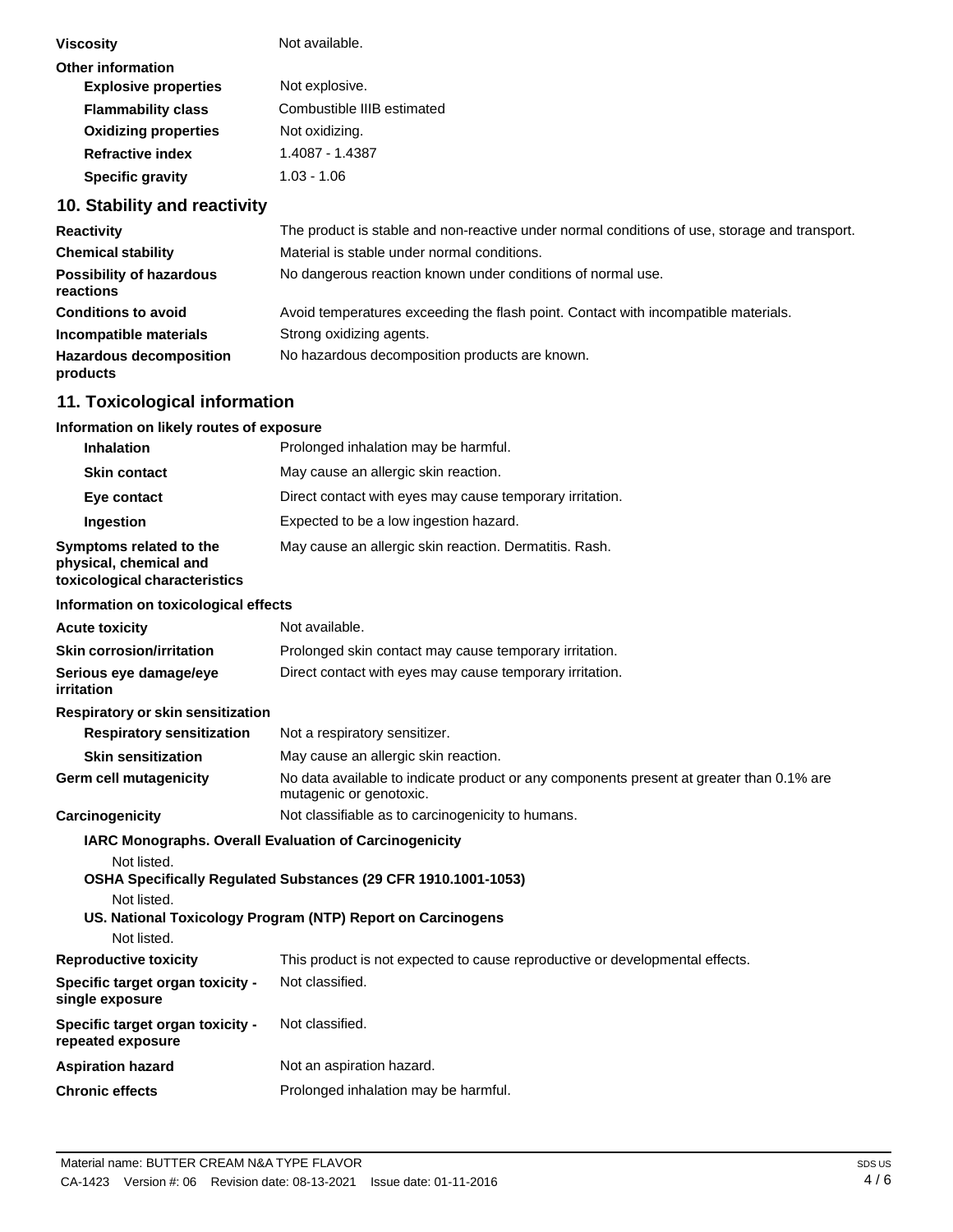| | |
|---|---|
| **Viscosity** | Not available. |
| **Other information** | |
| **Explosive properties** | Not explosive. |
| **Flammability class** | Combustible IIIB estimated |
| **Oxidizing properties** | Not oxidizing. |
| **Refractive index** | 1.4087 - 1.4387 |
| **Specific gravity** | 1.03 - 1.06 |

## 10. Stability and reactivity

| | |
|---|---|
| **Reactivity** | The product is stable and non-reactive under normal conditions of use, storage and transport. |
| **Chemical stability** | Material is stable under normal conditions. |
| **Possibility of hazardous reactions** | No dangerous reaction known under conditions of normal use. |
| **Conditions to avoid** | Avoid temperatures exceeding the flash point. Contact with incompatible materials. |
| **Incompatible materials** | Strong oxidizing agents. |
| **Hazardous decomposition products** | No hazardous decomposition products are known. |

## 11. Toxicological information

**Information on likely routes of exposure**

| | |
|---|---|
| **Inhalation** | Prolonged inhalation may be harmful. |
| **Skin contact** | May cause an allergic skin reaction. |
| **Eye contact** | Direct contact with eyes may cause temporary irritation. |
| **Ingestion** | Expected to be a low ingestion hazard. |
| **Symptoms related to the physical, chemical and toxicological characteristics** | May cause an allergic skin reaction. Dermatitis. Rash. |

**Information on toxicological effects**

| | |
|---|---|
| **Acute toxicity** | Not available. |
| **Skin corrosion/irritation** | Prolonged skin contact may cause temporary irritation. |
| **Serious eye damage/eye irritation** | Direct contact with eyes may cause temporary irritation. |
| **Respiratory or skin sensitization** | |
| **Respiratory sensitization** | Not a respiratory sensitizer. |
| **Skin sensitization** | May cause an allergic skin reaction. |
| **Germ cell mutagenicity** | No data available to indicate product or any components present at greater than 0.1% are mutagenic or genotoxic. |
| **Carcinogenicity** | Not classifiable as to carcinogenicity to humans. |

**IARC Monographs. Overall Evaluation of Carcinogenicity**

Not listed.

**OSHA Specifically Regulated Substances (29 CFR 1910.1001-1053)**

Not listed.

**US. National Toxicology Program (NTP) Report on Carcinogens**

Not listed.

| | |
|---|---|
| **Reproductive toxicity** | This product is not expected to cause reproductive or developmental effects. |
| **Specific target organ toxicity - single exposure** | Not classified. |
| **Specific target organ toxicity - repeated exposure** | Not classified. |
| **Aspiration hazard** | Not an aspiration hazard. |
| **Chronic effects** | Prolonged inhalation may be harmful. |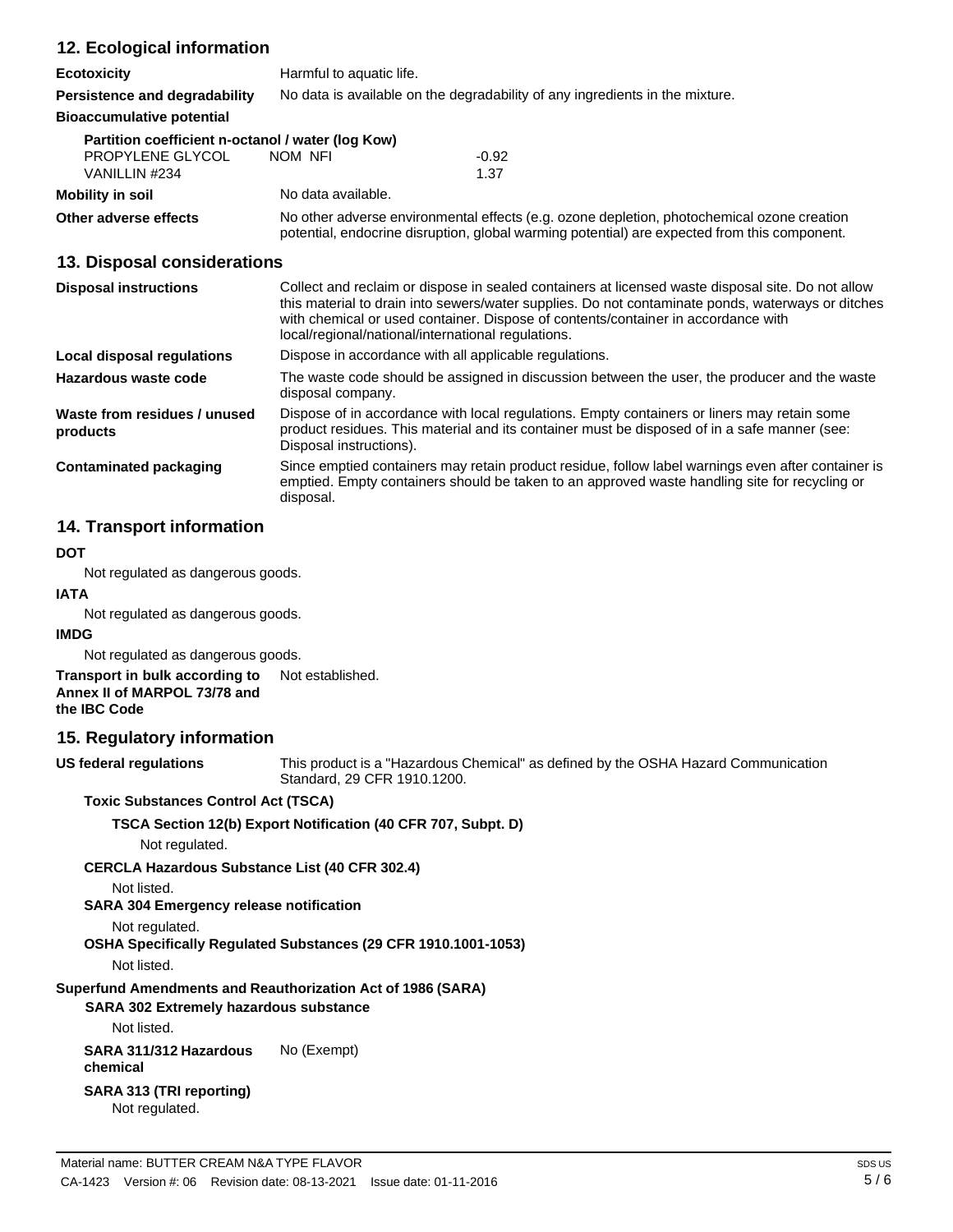## 12. Ecological information

| | |
|---|---|
| **Ecotoxicity** | Harmful to aquatic life. |
| **Persistence and degradability** | No data is available on the degradability of any ingredients in the mixture. |

**Bioaccumulative potential**

**Partition coefficient n-octanol / water (log Kow)**

| | | |
|---|---|---|
| PROPYLENE GLYCOL | NOM NFI | -0.92 |
| VANILLIN #234 | | 1.37 |

| | |
|---|---|
| **Mobility in soil** | No data available. |
| **Other adverse effects** | No other adverse environmental effects (e.g. ozone depletion, photochemical ozone creation potential, endocrine disruption, global warming potential) are expected from this component. |

## 13. Disposal considerations

| | |
|---|---|
| **Disposal instructions** | Collect and reclaim or dispose in sealed containers at licensed waste disposal site. Do not allow this material to drain into sewers/water supplies. Do not contaminate ponds, waterways or ditches with chemical or used container. Dispose of contents/container in accordance with local/regional/national/international regulations. |
| **Local disposal regulations** | Dispose in accordance with all applicable regulations. |
| **Hazardous waste code** | The waste code should be assigned in discussion between the user, the producer and the waste disposal company. |
| **Waste from residues / unused products** | Dispose of in accordance with local regulations. Empty containers or liners may retain some product residues. This material and its container must be disposed of in a safe manner (see: Disposal instructions). |
| **Contaminated packaging** | Since emptied containers may retain product residue, follow label warnings even after container is emptied. Empty containers should be taken to an approved waste handling site for recycling or disposal. |

## 14. Transport information

**DOT**

Not regulated as dangerous goods.

**IATA**

Not regulated as dangerous goods.

**IMDG**

Not regulated as dangerous goods.

**Transport in bulk according to Annex II of MARPOL 73/78 and the IBC Code** Not established.

## 15. Regulatory information

**US federal regulations** This product is a "Hazardous Chemical" as defined by the OSHA Hazard Communication Standard, 29 CFR 1910.1200.

**Toxic Substances Control Act (TSCA)**

**TSCA Section 12(b) Export Notification (40 CFR 707, Subpt. D)**

Not regulated.

**CERCLA Hazardous Substance List (40 CFR 302.4)**

Not listed.

**SARA 304 Emergency release notification**

Not regulated.

**OSHA Specifically Regulated Substances (29 CFR 1910.1001-1053)**

Not listed.

**Superfund Amendments and Reauthorization Act of 1986 (SARA)**

**SARA 302 Extremely hazardous substance**

Not listed.

**SARA 311/312 Hazardous chemical** No (Exempt)

**SARA 313 (TRI reporting)**

Not regulated.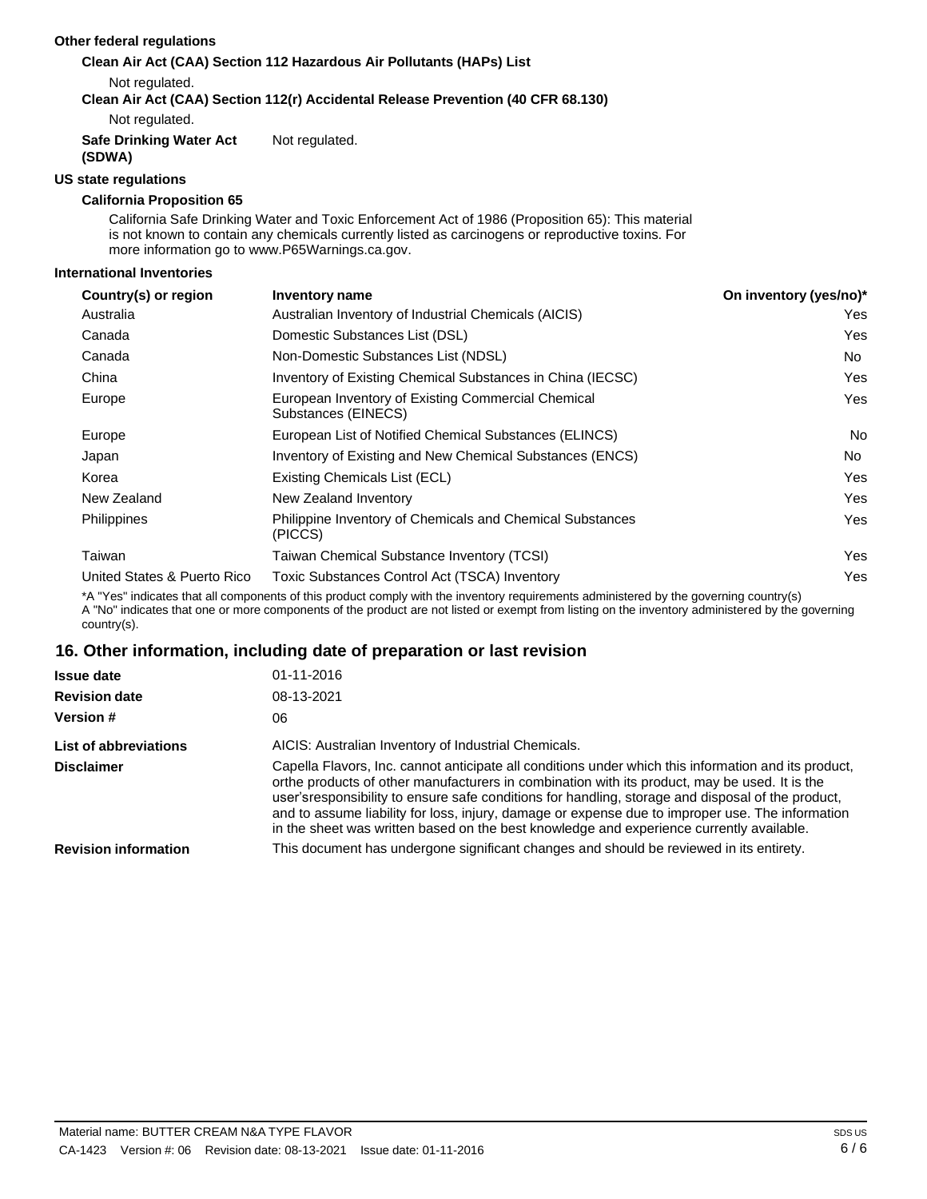**Other federal regulations**

**Clean Air Act (CAA) Section 112 Hazardous Air Pollutants (HAPs) List**

Not regulated.

**Clean Air Act (CAA) Section 112(r) Accidental Release Prevention (40 CFR 68.130)**

Not regulated.

**Safe Drinking Water Act (SDWA)** Not regulated.

**US state regulations**

**California Proposition 65**

California Safe Drinking Water and Toxic Enforcement Act of 1986 (Proposition 65): This material is not known to contain any chemicals currently listed as carcinogens or reproductive toxins. For more information go to www.P65Warnings.ca.gov.

**International Inventories**

| Country(s) or region | Inventory name | On inventory (yes/no)* |
|---|---|---|
| Australia | Australian Inventory of Industrial Chemicals (AICIS) | Yes |
| Canada | Domestic Substances List (DSL) | Yes |
| Canada | Non-Domestic Substances List (NDSL) | No |
| China | Inventory of Existing Chemical Substances in China (IECSC) | Yes |
| Europe | European Inventory of Existing Commercial Chemical Substances (EINECS) | Yes |
| Europe | European List of Notified Chemical Substances (ELINCS) | No |
| Japan | Inventory of Existing and New Chemical Substances (ENCS) | No |
| Korea | Existing Chemicals List (ECL) | Yes |
| New Zealand | New Zealand Inventory | Yes |
| Philippines | Philippine Inventory of Chemicals and Chemical Substances (PICCS) | Yes |
| Taiwan | Taiwan Chemical Substance Inventory (TCSI) | Yes |
| United States & Puerto Rico | Toxic Substances Control Act (TSCA) Inventory | Yes |

*A "Yes" indicates that all components of this product comply with the inventory requirements administered by the governing country(s)
A "No" indicates that one or more components of the product are not listed or exempt from listing on the inventory administered by the governing country(s).

## 16. Other information, including date of preparation or last revision

**Issue date** 01-11-2016

**Revision date** 08-13-2021

**Version #** 06

**List of abbreviations** AICIS: Australian Inventory of Industrial Chemicals.

**Disclaimer** Capella Flavors, Inc. cannot anticipate all conditions under which this information and its product, orthe products of other manufacturers in combination with its product, may be used. It is the user'sresponsibility to ensure safe conditions for handling, storage and disposal of the product, and to assume liability for loss, injury, damage or expense due to improper use. The information in the sheet was written based on the best knowledge and experience currently available.

**Revision information** This document has undergone significant changes and should be reviewed in its entirety.